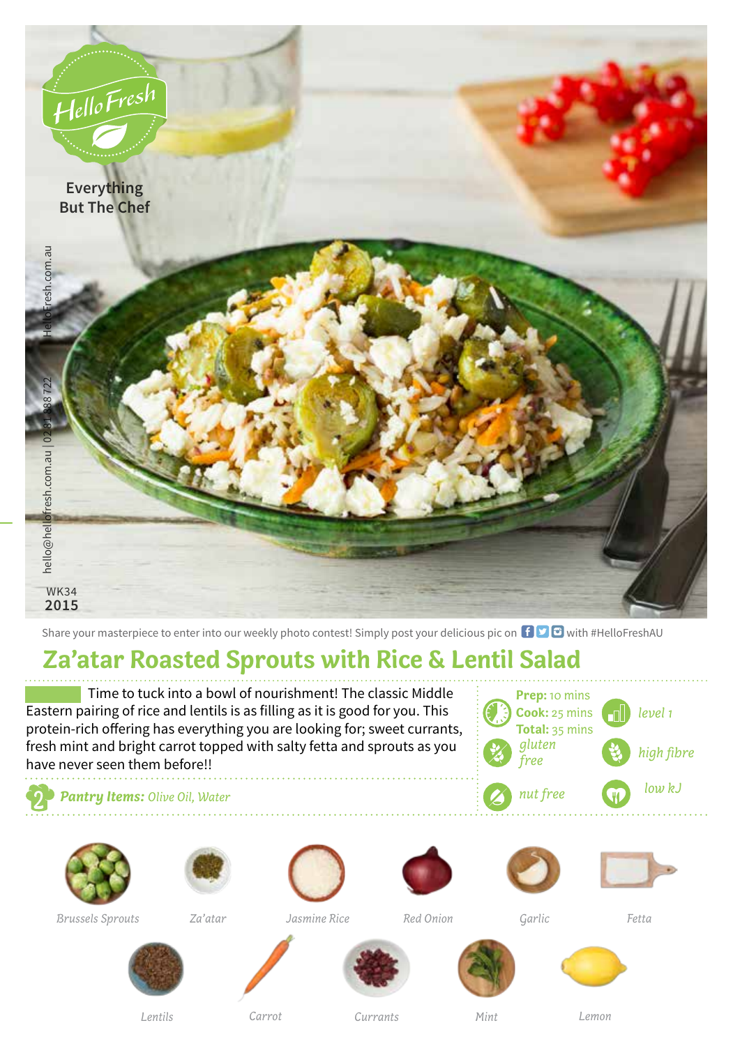HelloFresh

Everything But The Chef

HelloFresh.com.au

hello@hellofresh.com.au | 02 8188 8722

WK34
2015

Share your masterpiece to enter into our weekly photo contest! Simply post your delicious pic on with #HelloFreshAU

# Za'atar Roasted Sprouts with Rice & Lentil Salad

Time to tuck into a bowl of nourishment! The classic Middle Eastern pairing of rice and lentils is as filling as it is good for you. This protein-rich offering has everything you are looking for; sweet currants, fresh mint and bright carrot topped with salty fetta and sprouts as you have never seen them before!!

**Prep:** 10 mins
**Cook:** 25 mins
**Total:** 35 mins

level 1

gluten free

high fibre

nut free

low kJ

**Pantry Items:** *Olive Oil, Water*

- Brussels Sprouts
- Za'atar
- Jasmine Rice
- Red Onion
- Garlic
- Fetta
- Lentils
- Carrot
- Currants
- Mint
- Lemon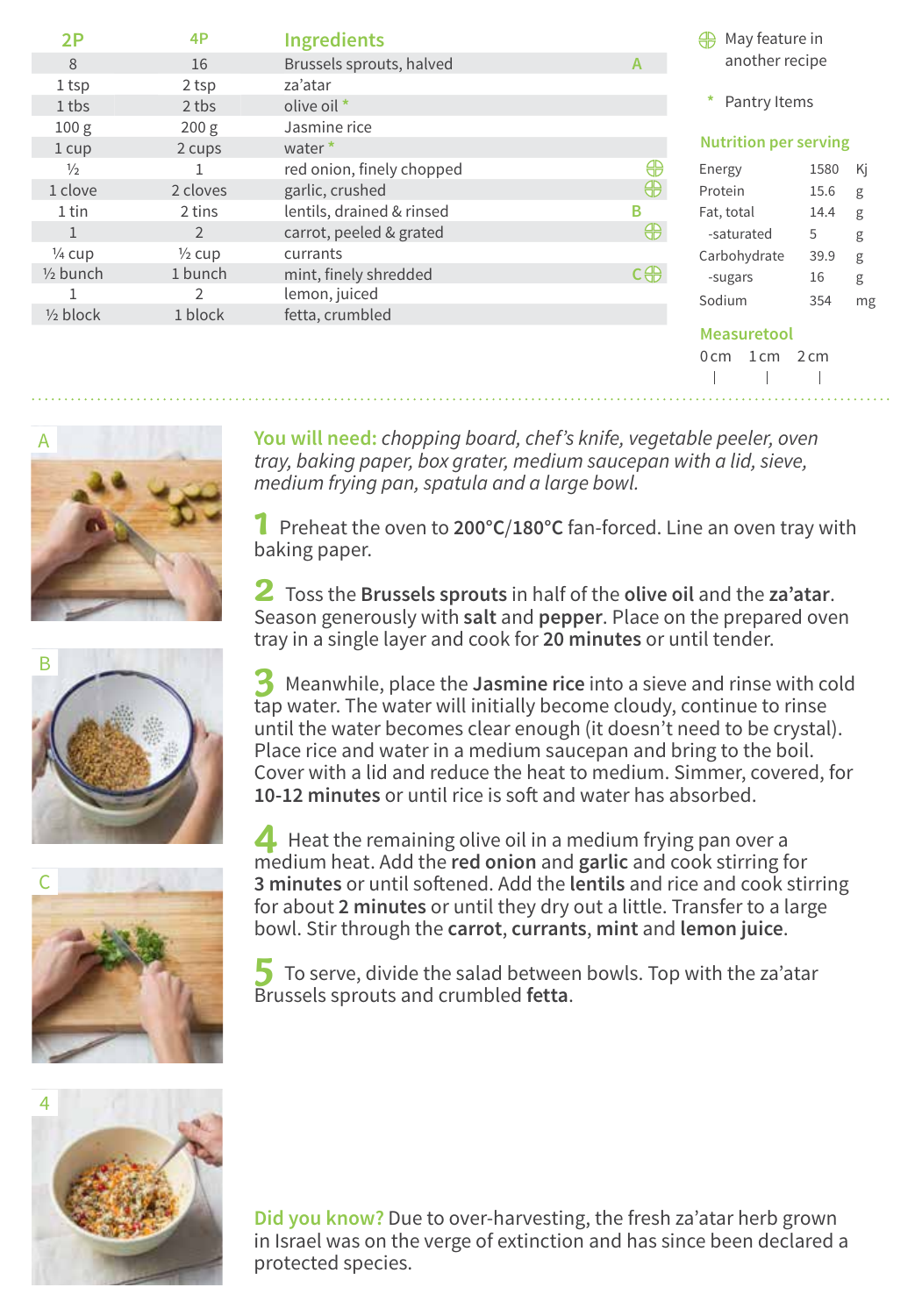| 2P | 4P | Ingredients | |
|---|---|---|---|
| 8 | 16 | Brussels sprouts, halved | A |
| 1 tsp | 2 tsp | za'atar | |
| 1 tbs | 2 tbs | olive oil * | |
| 100 g | 200 g | Jasmine rice | |
| 1 cup | 2 cups | water * | |
| ½ | 1 | red onion, finely chopped | ⊕ |
| 1 clove | 2 cloves | garlic, crushed | ⊕ |
| 1 tin | 2 tins | lentils, drained & rinsed | B |
| 1 | 2 | carrot, peeled & grated | ⊕ |
| ¼ cup | ½ cup | currants | |
| ½ bunch | 1 bunch | mint, finely shredded | C ⊕ |
| 1 | 2 | lemon, juiced | |
| ½ block | 1 block | fetta, crumbled | |

⊕ May feature in another recipe

\* Pantry Items

## Nutrition per serving

| | | |
|---|---|---|
| Energy | 1580 | Kj |
| Protein | 15.6 | g |
| Fat, total | 14.4 | g |
| -saturated | 5 | g |
| Carbohydrate | 39.9 | g |
| -sugars | 16 | g |
| Sodium | 354 | mg |

## Measuretool

0 cm 1 cm 2 cm

A

B

C

4

**You will need:** *chopping board, chef's knife, vegetable peeler, oven tray, baking paper, box grater, medium saucepan with a lid, sieve, medium frying pan, spatula and a large bowl.*

**1** Preheat the oven to **200°C/180°C** fan-forced. Line an oven tray with baking paper.

**2** Toss the **Brussels sprouts** in half of the **olive oil** and the **za'atar**. Season generously with **salt** and **pepper**. Place on the prepared oven tray in a single layer and cook for **20 minutes** or until tender.

**3** Meanwhile, place the **Jasmine rice** into a sieve and rinse with cold tap water. The water will initially become cloudy, continue to rinse until the water becomes clear enough (it doesn't need to be crystal). Place rice and water in a medium saucepan and bring to the boil. Cover with a lid and reduce the heat to medium. Simmer, covered, for **10-12 minutes** or until rice is soft and water has absorbed.

**4** Heat the remaining olive oil in a medium frying pan over a medium heat. Add the **red onion** and **garlic** and cook stirring for **3 minutes** or until softened. Add the **lentils** and rice and cook stirring for about **2 minutes** or until they dry out a little. Transfer to a large bowl. Stir through the **carrot**, **currants**, **mint** and **lemon juice**.

**5** To serve, divide the salad between bowls. Top with the za'atar Brussels sprouts and crumbled **fetta**.

**Did you know?** Due to over-harvesting, the fresh za'atar herb grown in Israel was on the verge of extinction and has since been declared a protected species.